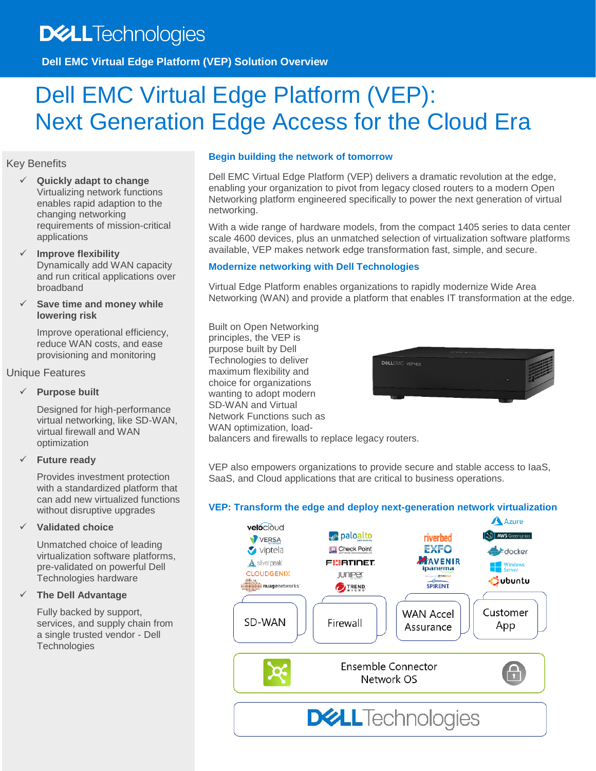# Dell EMC Virtual Edge Platform (VEP): Next Generation Edge Access for the Cloud Era

## Key Benefits

- ✓ **Quickly adapt to change**
  Virtualizing network functions enables rapid adaption to the changing networking requirements of mission-critical applications
- ✓ **Improve flexibility**
  Dynamically add WAN capacity and run critical applications over broadband
- ✓ **Save time and money while lowering risk**
  Improve operational efficiency, reduce WAN costs, and ease provisioning and monitoring

## Unique Features

- ✓ **Purpose built**
  Designed for high-performance virtual networking, like SD-WAN, virtual firewall and WAN optimization
- ✓ **Future ready**
  Provides investment protection with a standardized platform that can add new virtualized functions without disruptive upgrades
- ✓ **Validated choice**
  Unmatched choice of leading virtualization software platforms, pre-validated on powerful Dell Technologies hardware
- ✓ **The Dell Advantage**
  Fully backed by support, services, and supply chain from a single trusted vendor - Dell Technologies

### Begin building the network of tomorrow

Dell EMC Virtual Edge Platform (VEP) delivers a dramatic revolution at the edge, enabling your organization to pivot from legacy closed routers to a modern Open Networking platform engineered specifically to power the next generation of virtual networking.

With a wide range of hardware models, from the compact 1405 series to data center scale 4600 devices, plus an unmatched selection of virtualization software platforms available, VEP makes network edge transformation fast, simple, and secure.

### Modernize networking with Dell Technologies

Virtual Edge Platform enables organizations to rapidly modernize Wide Area Networking (WAN) and provide a platform that enables IT transformation at the edge.

Built on Open Networking principles, the VEP is purpose built by Dell Technologies to deliver maximum flexibility and choice for organizations wanting to adopt modern SD-WAN and Virtual Network Functions such as WAN optimization, load-balancers and firewalls to replace legacy routers.

VEP also empowers organizations to provide secure and stable access to IaaS, SaaS, and Cloud applications that are critical to business operations.

### VEP: Transform the edge and deploy next-generation network virtualization

| SD-WAN | Firewall | WAN Accel Assurance | Customer App |
|---|---|---|---|
| velocloud, VERSA, viptela, silverpeak, CLOUDGENIX, nuagenetworks | paloalto, Check Point, FORTINET, Juniper, TREND MICRO | riverbed, EXFO, AVENIR ipanema, SPIRENT | Azure, AWS Greengrass, docker, Windows Server, ubuntu |

Ensemble Connector Network OS

Dell Technologies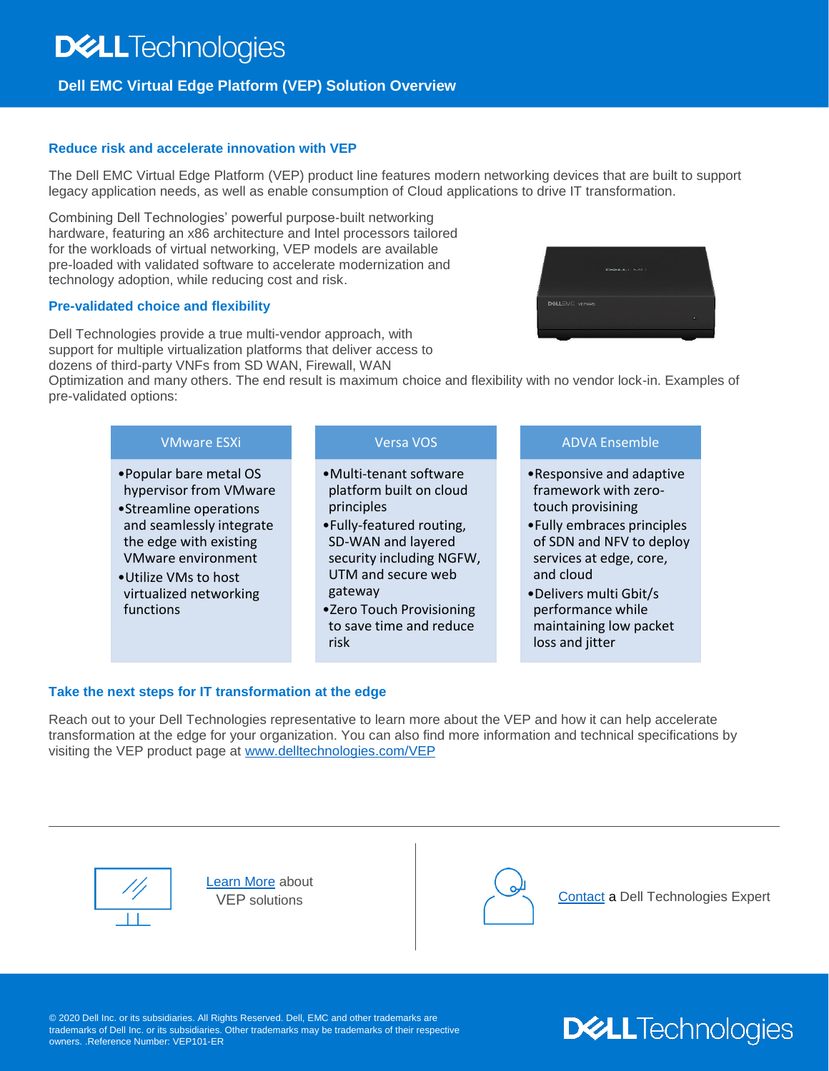# Dell EMC Virtual Edge Platform (VEP) Solution Overview

## Reduce risk and accelerate innovation with VEP

The Dell EMC Virtual Edge Platform (VEP) product line features modern networking devices that are built to support legacy application needs, as well as enable consumption of Cloud applications to drive IT transformation.

Combining Dell Technologies' powerful purpose-built networking hardware, featuring an x86 architecture and Intel processors tailored for the workloads of virtual networking, VEP models are available pre-loaded with validated software to accelerate modernization and technology adoption, while reducing cost and risk.

## Pre-validated choice and flexibility

Dell Technologies provide a true multi-vendor approach, with support for multiple virtualization platforms that deliver access to dozens of third-party VNFs from SD WAN, Firewall, WAN Optimization and many others. The end result is maximum choice and flexibility with no vendor lock-in. Examples of pre-validated options:

| VMware ESXi | Versa VOS | ADVA Ensemble |
| --- | --- | --- |
| • Popular bare metal OS hypervisor from VMware<br>• Streamline operations and seamlessly integrate the edge with existing VMware environment<br>• Utilize VMs to host virtualized networking functions | • Multi-tenant software platform built on cloud principles<br>• Fully-featured routing, SD-WAN and layered security including NGFW, UTM and secure web gateway<br>• Zero Touch Provisioning to save time and reduce risk | • Responsive and adaptive framework with zero-touch provisining<br>• Fully embraces principles of SDN and NFV to deploy services at edge, core, and cloud<br>• Delivers multi Gbit/s performance while maintaining low packet loss and jitter |

## Take the next steps for IT transformation at the edge

Reach out to your Dell Technologies representative to learn more about the VEP and how it can help accelerate transformation at the edge for your organization. You can also find more information and technical specifications by visiting the VEP product page at www.delltechnologies.com/VEP

---

Learn More about VEP solutions

Contact a Dell Technologies Expert

© 2020 Dell Inc. or its subsidiaries. All Rights Reserved. Dell, EMC and other trademarks are trademarks of Dell Inc. or its subsidiaries. Other trademarks may be trademarks of their respective owners. .Reference Number: VEP101-ER